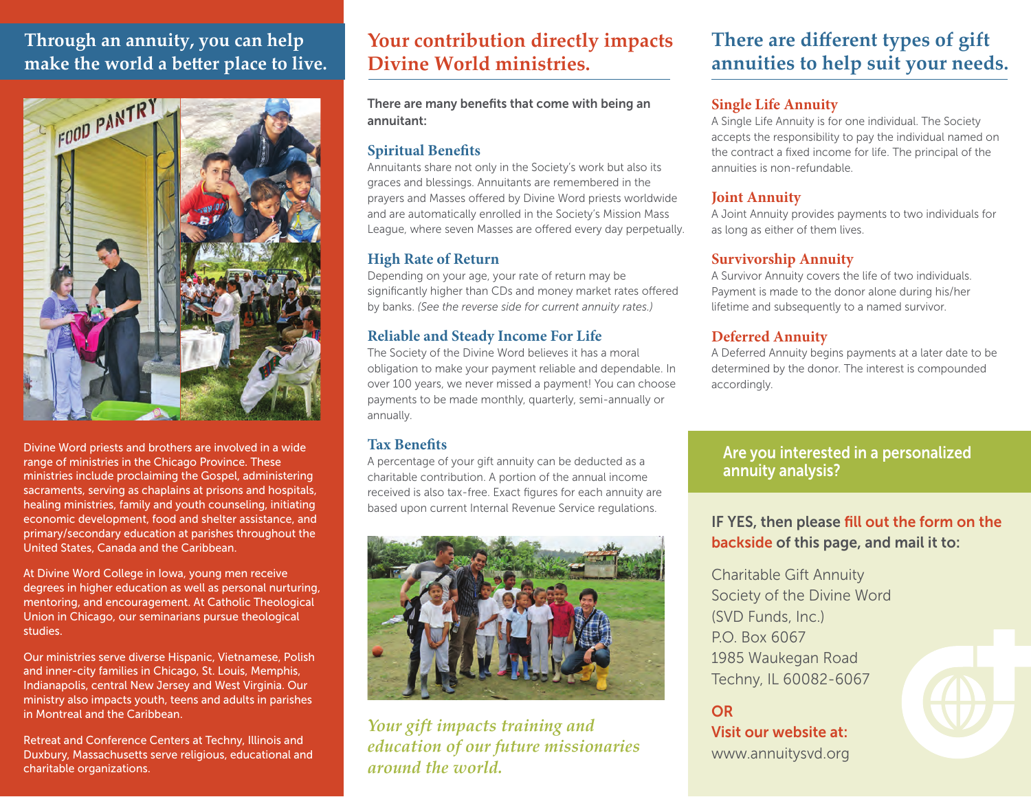## Through an annuity, you can help make the world a better place to live.

Divine Word priests and brothers are involved in a wide range of ministries in the Chicago Province. These ministries include proclaiming the Gospel, administering sacraments, serving as chaplains at prisons and hospitals, healing ministries, family and youth counseling, initiating economic development, food and shelter assistance, and primary/secondary education at parishes throughout the United States, Canada and the Caribbean.

At Divine Word College in Iowa, young men receive degrees in higher education as well as personal nurturing, mentoring, and encouragement. At Catholic Theological Union in Chicago, our seminarians pursue theological studies.

Our ministries serve diverse Hispanic, Vietnamese, Polish and inner-city families in Chicago, St. Louis, Memphis, Indianapolis, central New Jersey and West Virginia. Our ministry also impacts youth, teens and adults in parishes in Montreal and the Caribbean.

Retreat and Conference Centers at Techny, Illinois and Duxbury, Massachusetts serve religious, educational and charitable organizations.

## Your contribution directly impacts Divine World ministries.

**There are many benefits that come with being an annuitant:**

### Spiritual Benefits

Annuitants share not only in the Society's work but also its graces and blessings. Annuitants are remembered in the prayers and Masses offered by Divine Word priests worldwide and are automatically enrolled in the Society's Mission Mass League, where seven Masses are offered every day perpetually.

### High Rate of Return

Depending on your age, your rate of return may be significantly higher than CDs and money market rates offered by banks. *(See the reverse side for current annuity rates.)*

### Reliable and Steady Income For Life

The Society of the Divine Word believes it has a moral obligation to make your payment reliable and dependable. In over 100 years, we never missed a payment! You can choose payments to be made monthly, quarterly, semi-annually or annually.

### Tax Benefits

A percentage of your gift annuity can be deducted as a charitable contribution. A portion of the annual income received is also tax-free. Exact figures for each annuity are based upon current Internal Revenue Service regulations.

*Your gift impacts training and education of our future missionaries around the world.*

## There are different types of gift annuities to help suit your needs.

### Single Life Annuity

A Single Life Annuity is for one individual. The Society accepts the responsibility to pay the individual named on the contract a fixed income for life. The principal of the annuities is non-refundable.

### Joint Annuity

A Joint Annuity provides payments to two individuals for as long as either of them lives.

### Survivorship Annuity

A Survivor Annuity covers the life of two individuals. Payment is made to the donor alone during his/her lifetime and subsequently to a named survivor.

### Deferred Annuity

A Deferred Annuity begins payments at a later date to be determined by the donor. The interest is compounded accordingly.

### Are you interested in a personalized annuity analysis?

**IF YES, then please fill out the form on the backside of this page, and mail it to:**

Charitable Gift Annuity
Society of the Divine Word
(SVD Funds, Inc.)
P.O. Box 6067
1985 Waukegan Road
Techny, IL 60082-6067

**OR**
**Visit our website at:**
www.annuitysvd.org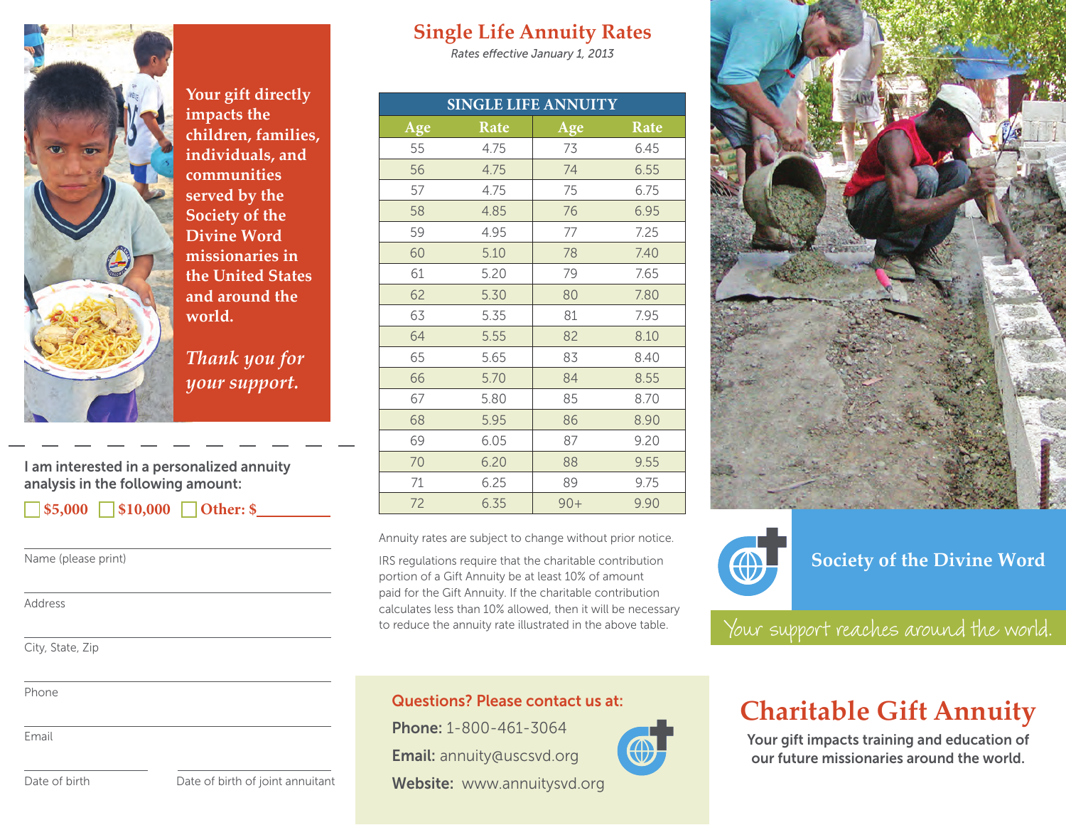Your gift directly impacts the children, families, individuals, and communities served by the Society of the Divine Word missionaries in the United States and around the world.

*Thank you for your support.*

I am interested in a personalized annuity analysis in the following amount:

☐ **$5,000** ☐ **$10,000** ☐ **Other: $**\_\_\_\_\_\_\_\_\_\_

Name (please print)

Address

City, State, Zip

Phone

Email

Date of birth

Date of birth of joint annuitant

## Single Life Annuity Rates

*Rates effective January 1, 2013*

| SINGLE LIFE ANNUITY | | | |
|---|---|---|---|
| **Age** | **Rate** | **Age** | **Rate** |
| 55 | 4.75 | 73 | 6.45 |
| 56 | 4.75 | 74 | 6.55 |
| 57 | 4.75 | 75 | 6.75 |
| 58 | 4.85 | 76 | 6.95 |
| 59 | 4.95 | 77 | 7.25 |
| 60 | 5.10 | 78 | 7.40 |
| 61 | 5.20 | 79 | 7.65 |
| 62 | 5.30 | 80 | 7.80 |
| 63 | 5.35 | 81 | 7.95 |
| 64 | 5.55 | 82 | 8.10 |
| 65 | 5.65 | 83 | 8.40 |
| 66 | 5.70 | 84 | 8.55 |
| 67 | 5.80 | 85 | 8.70 |
| 68 | 5.95 | 86 | 8.90 |
| 69 | 6.05 | 87 | 9.20 |
| 70 | 6.20 | 88 | 9.55 |
| 71 | 6.25 | 89 | 9.75 |
| 72 | 6.35 | 90+ | 9.90 |

Annuity rates are subject to change without prior notice.

IRS regulations require that the charitable contribution portion of a Gift Annuity be at least 10% of amount paid for the Gift Annuity. If the charitable contribution calculates less than 10% allowed, then it will be necessary to reduce the annuity rate illustrated in the above table.

**Questions? Please contact us at:**

**Phone:** 1-800-461-3064

**Email:** annuity@uscsvd.org

**Website:** www.annuitysvd.org

**Society of the Divine Word**

Your support reaches around the world.

# Charitable Gift Annuity

**Your gift impacts training and education of our future missionaries around the world.**